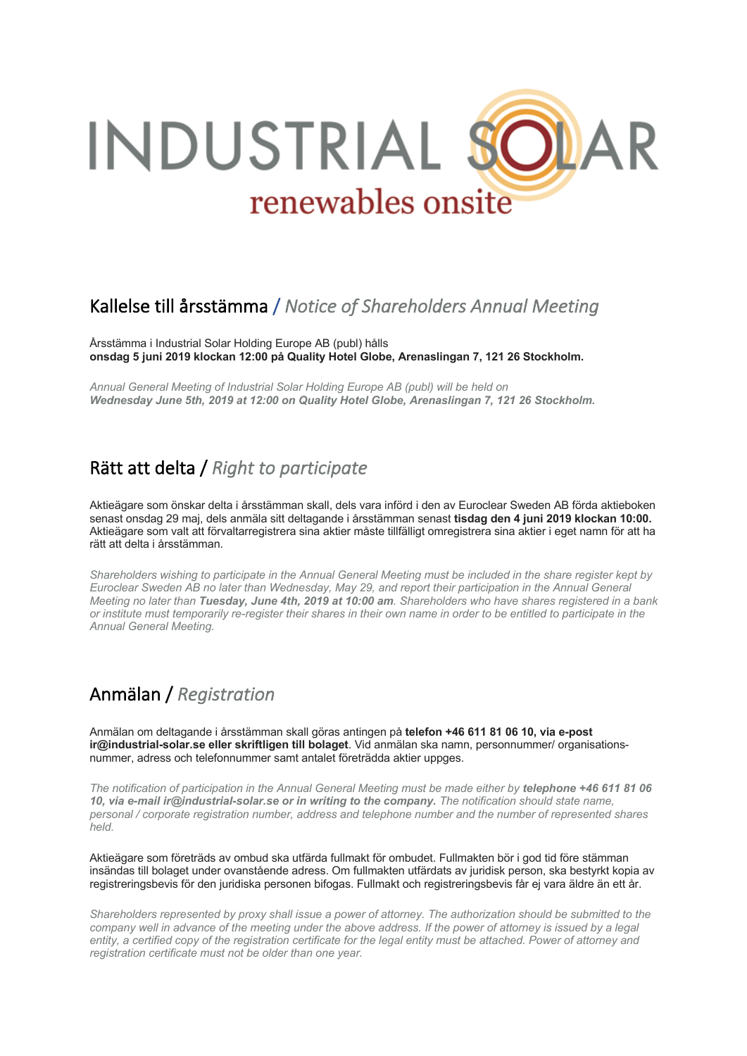INDUSTRIAL SOLAR
renewables onsite

## Kallelse till årsstämma / *Notice of Shareholders Annual Meeting*

Årsstämma i Industrial Solar Holding Europe AB (publ) hålls
**onsdag 5 juni 2019 klockan 12:00 på Quality Hotel Globe, Arenaslingan 7, 121 26 Stockholm.**

*Annual General Meeting of Industrial Solar Holding Europe AB (publ) will be held on*
***Wednesday June 5th, 2019 at 12:00 on Quality Hotel Globe, Arenaslingan 7, 121 26 Stockholm.***

## Rätt att delta / *Right to participate*

Aktieägare som önskar delta i årsstämman skall, dels vara införd i den av Euroclear Sweden AB förda aktieboken senast onsdag 29 maj, dels anmäla sitt deltagande i årsstämman senast **tisdag den 4 juni 2019 klockan 10:00.** Aktieägare som valt att förvaltarregistrera sina aktier måste tillfälligt omregistrera sina aktier i eget namn för att ha rätt att delta i årsstämman.

*Shareholders wishing to participate in the Annual General Meeting must be included in the share register kept by Euroclear Sweden AB no later than Wednesday, May 29, and report their participation in the Annual General Meeting no later than **Tuesday, June 4th, 2019 at 10:00 am**. Shareholders who have shares registered in a bank or institute must temporarily re-register their shares in their own name in order to be entitled to participate in the Annual General Meeting.*

## Anmälan / *Registration*

Anmälan om deltagande i årsstämman skall göras antingen på **telefon +46 611 81 06 10, via e-post ir@industrial-solar.se eller skriftligen till bolaget**. Vid anmälan ska namn, personnummer/ organisations-nummer, adress och telefonnummer samt antalet företrädda aktier uppges.

*The notification of participation in the Annual General Meeting must be made either by **telephone +46 611 81 06 10, via e-mail ir@industrial-solar.se or in writing to the company.** The notification should state name, personal / corporate registration number, address and telephone number and the number of represented shares held.*

Aktieägare som företräds av ombud ska utfärda fullmakt för ombudet. Fullmakten bör i god tid före stämman insändas till bolaget under ovanstående adress. Om fullmakten utfärdats av juridisk person, ska bestyrkt kopia av registreringsbevis för den juridiska personen bifogas. Fullmakt och registreringsbevis får ej vara äldre än ett år.

*Shareholders represented by proxy shall issue a power of attorney. The authorization should be submitted to the company well in advance of the meeting under the above address. If the power of attorney is issued by a legal entity, a certified copy of the registration certificate for the legal entity must be attached. Power of attorney and registration certificate must not be older than one year.*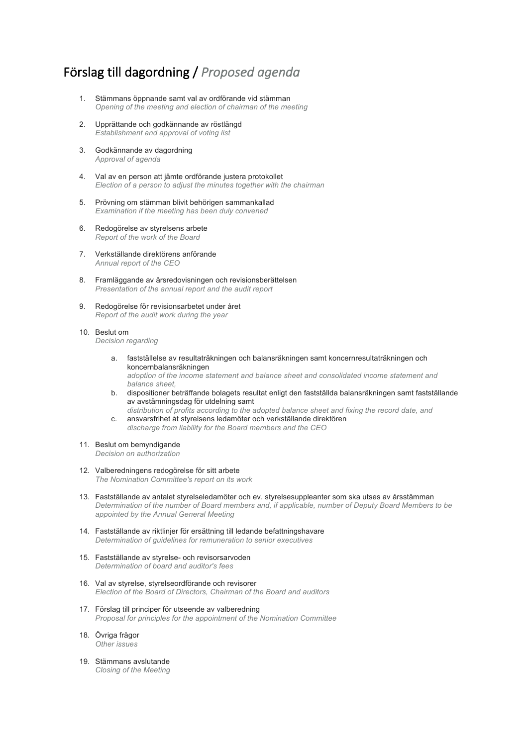# Förslag till dagordning / *Proposed agenda*

1. Stämmans öppnande samt val av ordförande vid stämman
   *Opening of the meeting and election of chairman of the meeting*

2. Upprättande och godkännande av röstlängd
   *Establishment and approval of voting list*

3. Godkännande av dagordning
   *Approval of agenda*

4. Val av en person att jämte ordförande justera protokollet
   *Election of a person to adjust the minutes together with the chairman*

5. Prövning om stämman blivit behörigen sammankallad
   *Examination if the meeting has been duly convened*

6. Redogörelse av styrelsens arbete
   *Report of the work of the Board*

7. Verkställande direktörens anförande
   *Annual report of the CEO*

8. Framläggande av årsredovisningen och revisionsberättelsen
   *Presentation of the annual report and the audit report*

9. Redogörelse för revisionsarbetet under året
   *Report of the audit work during the year*

10. Beslut om
    *Decision regarding*

    a. fastställelse av resultaträkningen och balansräkningen samt koncernresultaträkningen och koncernbalansräkningen
       *adoption of the income statement and balance sheet and consolidated income statement and balance sheet,*
    b. dispositioner beträffande bolagets resultat enligt den fastställda balansräkningen samt fastställande av avstämningsdag för utdelning samt
       *distribution of profits according to the adopted balance sheet and fixing the record date, and*
    c. ansvarsfrihet åt styrelsens ledamöter och verkställande direktören
       *discharge from liability for the Board members and the CEO*

11. Beslut om bemyndigande
    *Decision on authorization*

12. Valberedningens redogörelse för sitt arbete
    *The Nomination Committee's report on its work*

13. Fastställande av antalet styrelseledamöter och ev. styrelsesuppleanter som ska utses av årsstämman
    *Determination of the number of Board members and, if applicable, number of Deputy Board Members to be appointed by the Annual General Meeting*

14. Fastställande av riktlinjer för ersättning till ledande befattningshavare
    *Determination of guidelines for remuneration to senior executives*

15. Fastställande av styrelse- och revisorsarvoden
    *Determination of board and auditor's fees*

16. Val av styrelse, styrelseordförande och revisorer
    *Election of the Board of Directors, Chairman of the Board and auditors*

17. Förslag till principer för utseende av valberedning
    *Proposal for principles for the appointment of the Nomination Committee*

18. Övriga frågor
    *Other issues*

19. Stämmans avslutande
    *Closing of the Meeting*